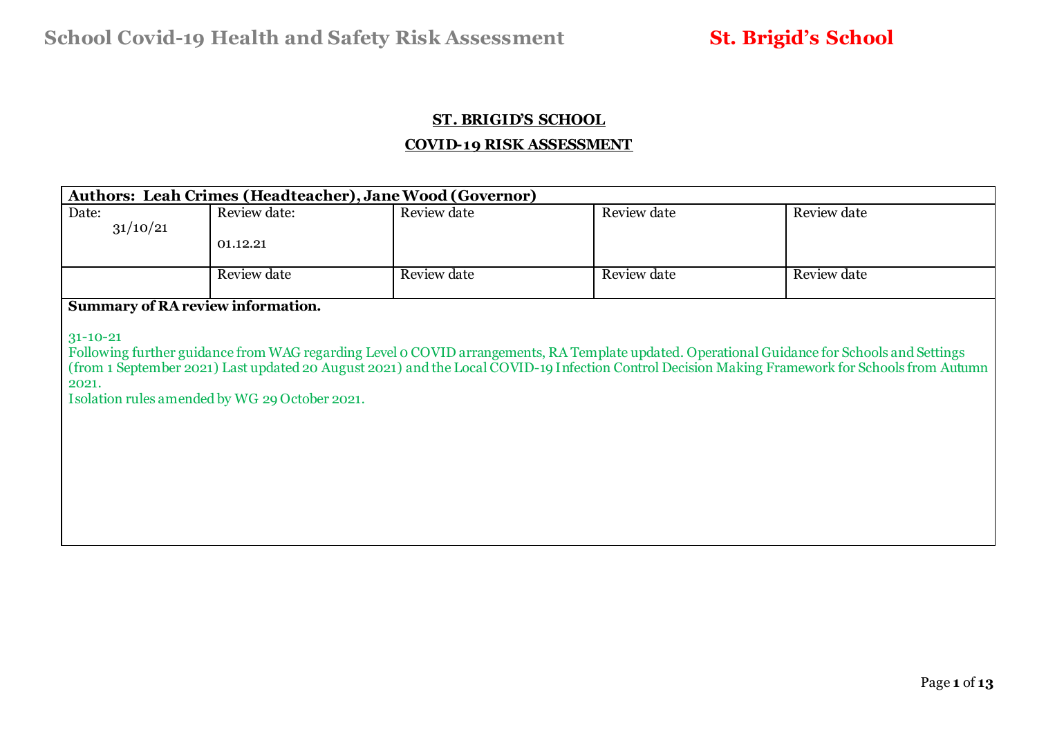## ST. BRIGID'S SCHOOL

## COVID-19 RISK ASSESSMENT

| **Authors: Leah Crimes (Headteacher), Jane Wood (Governor)** | | | | |
|---|---|---|---|---|
| Date: 31/10/21 | Review date: 01.12.21 | Review date | Review date | Review date |
| | Review date | Review date | Review date | Review date |

**Summary of RA review information.**

31-10-21
Following further guidance from WAG regarding Level 0 COVID arrangements, RA Template updated. Operational Guidance for Schools and Settings (from 1 September 2021) Last updated 20 August 2021) and the Local COVID-19 Infection Control Decision Making Framework for Schools from Autumn 2021.
Isolation rules amended by WG 29 October 2021.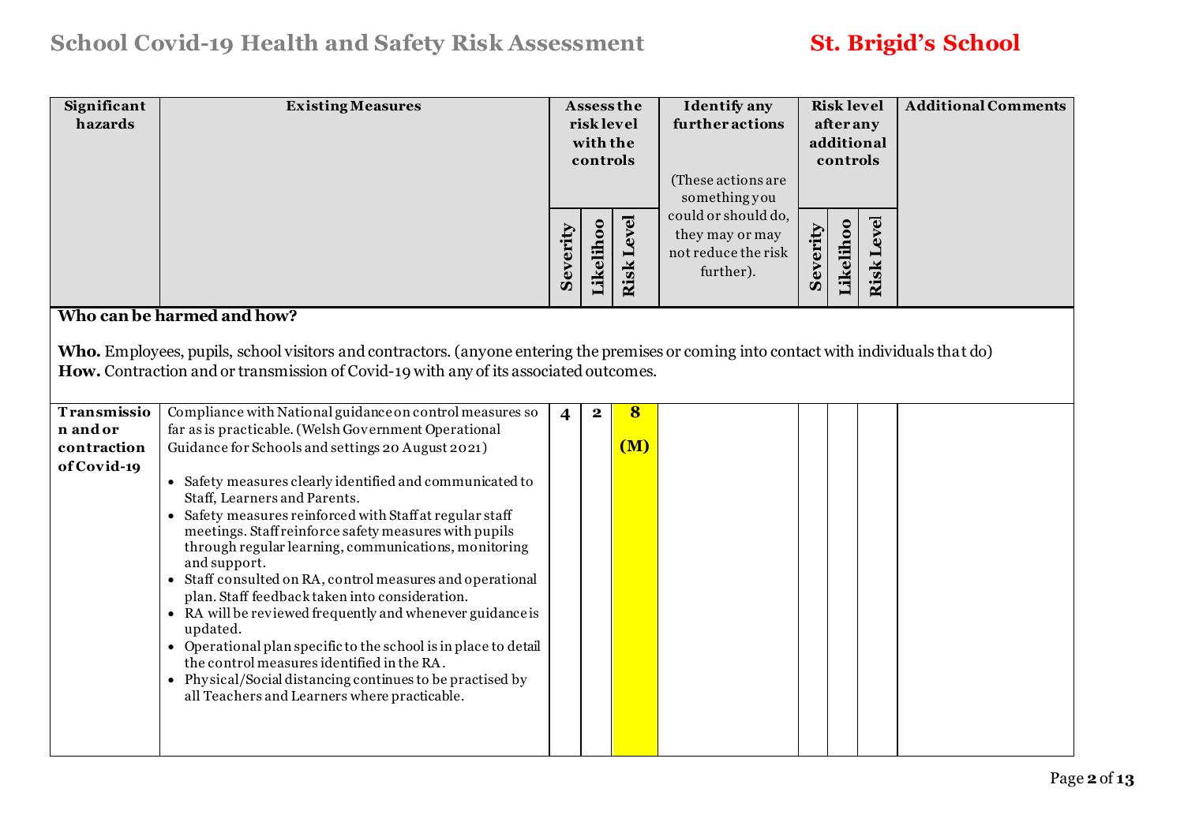# School Covid-19 Health and Safety Risk Assessment

**St. Brigid's School**

| Significant hazards | Existing Measures | Assess the risk level with the controls | | | Identify any further actions (These actions are something you could or should do, they may or may not reduce the risk further). | Risk level after any additional controls | | | Additional Comments |
|---|---|---|---|---|---|---|---|---|---|
| | | Severity | Likelihoo | Risk Level | | Severity | Likelihoo | Risk Level | |
| **Who can be harmed and how?**<br><br>**Who.** Employees, pupils, school visitors and contractors. (anyone entering the premises or coming into contact with individuals that do)<br>**How.** Contraction and or transmission of Covid-19 with any of its associated outcomes. | | | | | | | | | |
| **Transmission and or contraction of Covid-19** | Compliance with National guidance on control measures so far as is practicable. (Welsh Government Operational Guidance for Schools and settings 20 August 2021)<br><br>• Safety measures clearly identified and communicated to Staff, Learners and Parents.<br>• Safety measures reinforced with Staff at regular staff meetings. Staff reinforce safety measures with pupils through regular learning, communications, monitoring and support.<br>• Staff consulted on RA, control measures and operational plan. Staff feedback taken into consideration.<br>• RA will be reviewed frequently and whenever guidance is updated.<br>• Operational plan specific to the school is in place to detail the control measures identified in the RA.<br>• Physical/Social distancing continues to be practised by all Teachers and Learners where practicable. | 4 | 2 | 8 (M) | | | | | |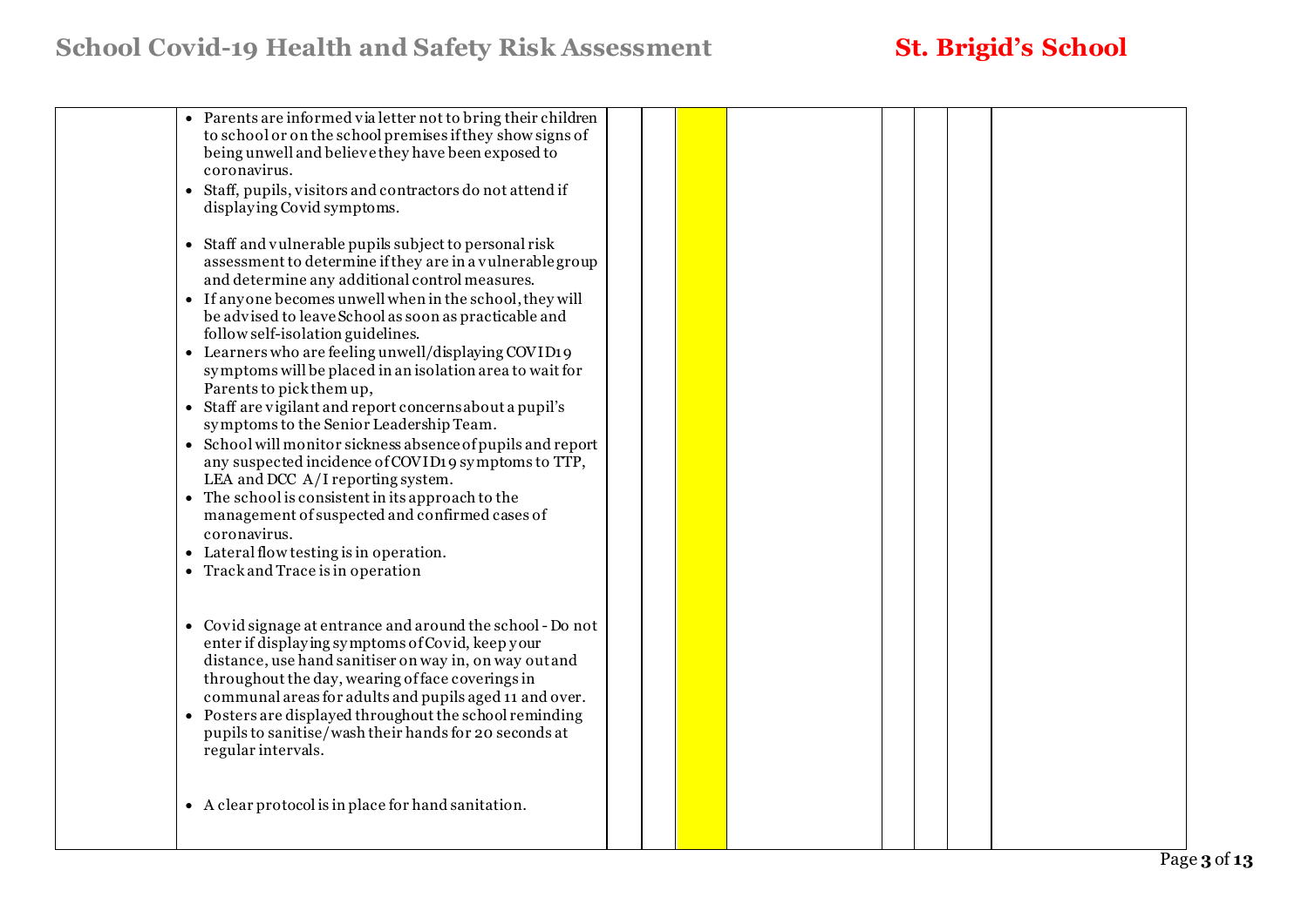| | | | | | | | | | |
|---|---|---|---|---|---|---|---|---|---|
| | • Parents are informed via letter not to bring their children to school or on the school premises if they show signs of being unwell and believe they have been exposed to coronavirus.<br>• Staff, pupils, visitors and contractors do not attend if displaying Covid symptoms.<br><br>• Staff and vulnerable pupils subject to personal risk assessment to determine if they are in a vulnerable group and determine any additional control measures.<br>• If anyone becomes unwell when in the school, they will be advised to leave School as soon as practicable and follow self-isolation guidelines.<br>• Learners who are feeling unwell/displaying COVID19 symptoms will be placed in an isolation area to wait for Parents to pick them up,<br>• Staff are vigilant and report concerns about a pupil's symptoms to the Senior Leadership Team.<br>• School will monitor sickness absence of pupils and report any suspected incidence of COVID19 symptoms to TTP, LEA and DCC A/I reporting system.<br>• The school is consistent in its approach to the management of suspected and confirmed cases of coronavirus.<br>• Lateral flow testing is in operation.<br>• Track and Trace is in operation<br><br>• Covid signage at entrance and around the school - Do not enter if displaying symptoms of Covid, keep your distance, use hand sanitiser on way in, on way out and throughout the day, wearing of face coverings in communal areas for adults and pupils aged 11 and over.<br>• Posters are displayed throughout the school reminding pupils to sanitise/wash their hands for 20 seconds at regular intervals.<br><br>• A clear protocol is in place for hand sanitation. | | | | | | | | |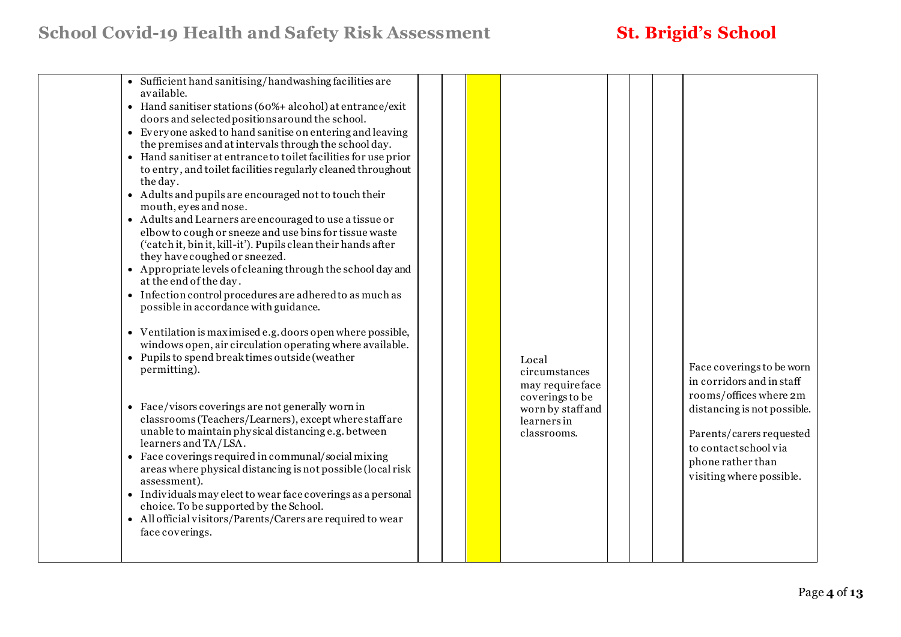| | | | | | | | | | |
|---|---|---|---|---|---|---|---|---|---|
| | • Sufficient hand sanitising/handwashing facilities are available.<br>• Hand sanitiser stations (60%+ alcohol) at entrance/exit doors and selected positions around the school.<br>• Everyone asked to hand sanitise on entering and leaving the premises and at intervals through the school day.<br>• Hand sanitiser at entrance to toilet facilities for use prior to entry, and toilet facilities regularly cleaned throughout the day.<br>• Adults and pupils are encouraged not to touch their mouth, eyes and nose.<br>• Adults and Learners are encouraged to use a tissue or elbow to cough or sneeze and use bins for tissue waste ('catch it, bin it, kill-it'). Pupils clean their hands after they have coughed or sneezed.<br>• Appropriate levels of cleaning through the school day and at the end of the day.<br>• Infection control procedures are adhered to as much as possible in accordance with guidance.<br><br>• Ventilation is maximised e.g. doors open where possible, windows open, air circulation operating where available.<br>• Pupils to spend break times outside (weather permitting).<br><br>• Face/visors coverings are not generally worn in classrooms (Teachers/Learners), except where staff are unable to maintain physical distancing e.g. between learners and TA/LSA.<br>• Face coverings required in communal/social mixing areas where physical distancing is not possible (local risk assessment).<br>• Individuals may elect to wear face coverings as a personal choice. To be supported by the School.<br>• All official visitors/Parents/Carers are required to wear face coverings. | | | | Local circumstances may require face coverings to be worn by staff and learners in classrooms. | | | | Face coverings to be worn in corridors and in staff rooms/offices where 2m distancing is not possible.<br><br>Parents/carers requested to contact school via phone rather than visiting where possible. |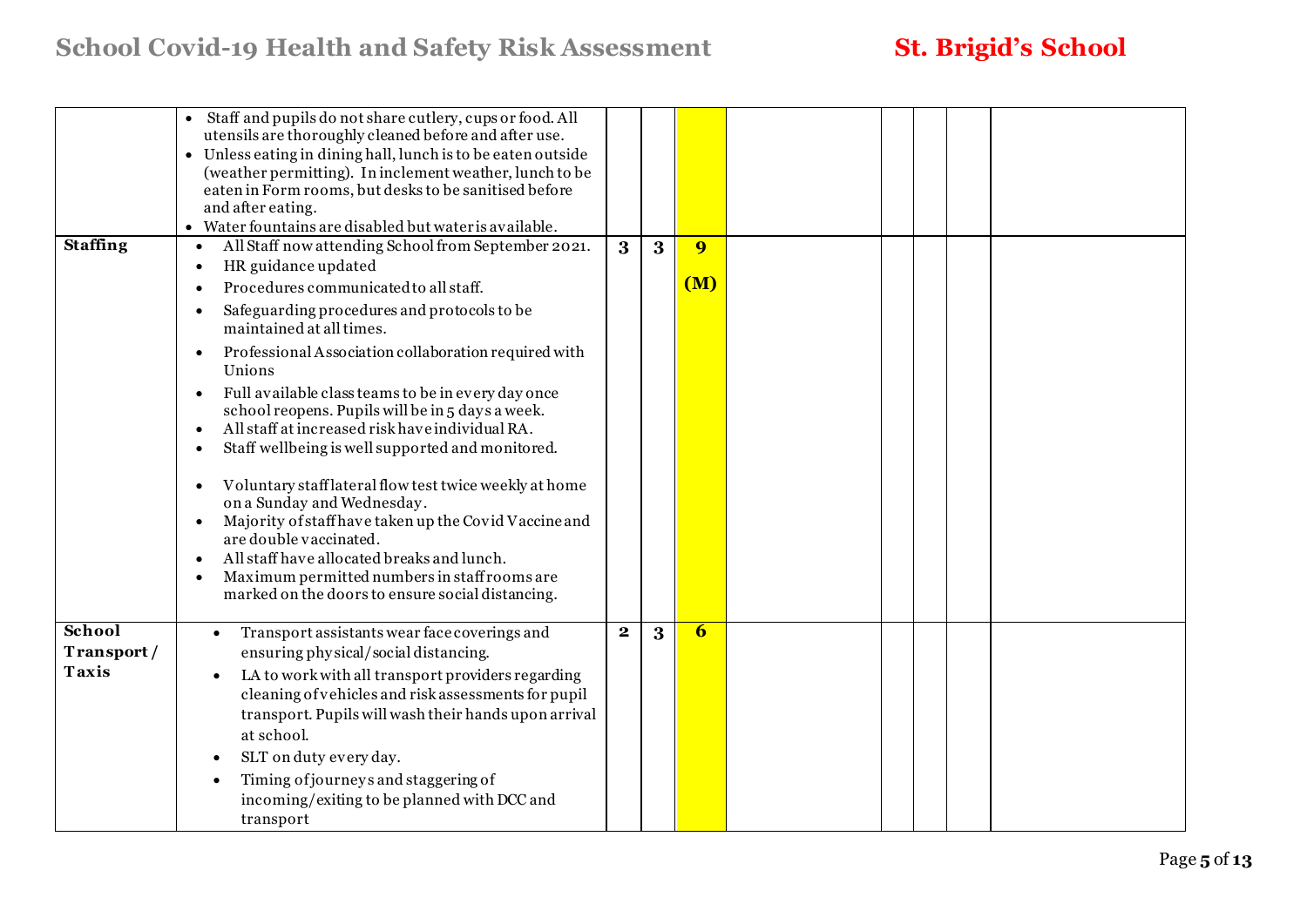| | | | | | | | | | |
|---|---|---|---|---|---|---|---|---|---|
| | • Staff and pupils do not share cutlery, cups or food. All utensils are thoroughly cleaned before and after use.<br>• Unless eating in dining hall, lunch is to be eaten outside (weather permitting). In inclement weather, lunch to be eaten in Form rooms, but desks to be sanitised before and after eating.<br>• Water fountains are disabled but water is available. | | | | | | | | |
| **Staffing** | • All Staff now attending School from September 2021.<br>• HR guidance updated<br>• Procedures communicated to all staff.<br>• Safeguarding procedures and protocols to be maintained at all times.<br>• Professional Association collaboration required with Unions<br>• Full available class teams to be in every day once school reopens. Pupils will be in 5 days a week.<br>• All staff at increased risk have individual RA.<br>• Staff wellbeing is well supported and monitored.<br>• Voluntary staff lateral flow test twice weekly at home on a Sunday and Wednesday.<br>• Majority of staff have taken up the Covid Vaccine and are double vaccinated.<br>• All staff have allocated breaks and lunch.<br>• Maximum permitted numbers in staff rooms are marked on the doors to ensure social distancing. | **3** | **3** | **9 (M)** | | | | | |
| **School Transport / Taxis** | • Transport assistants wear face coverings and ensuring physical/social distancing.<br>• LA to work with all transport providers regarding cleaning of vehicles and risk assessments for pupil transport. Pupils will wash their hands upon arrival at school.<br>• SLT on duty every day.<br>• Timing of journeys and staggering of incoming/exiting to be planned with DCC and transport | **2** | **3** | **6** | | | | | |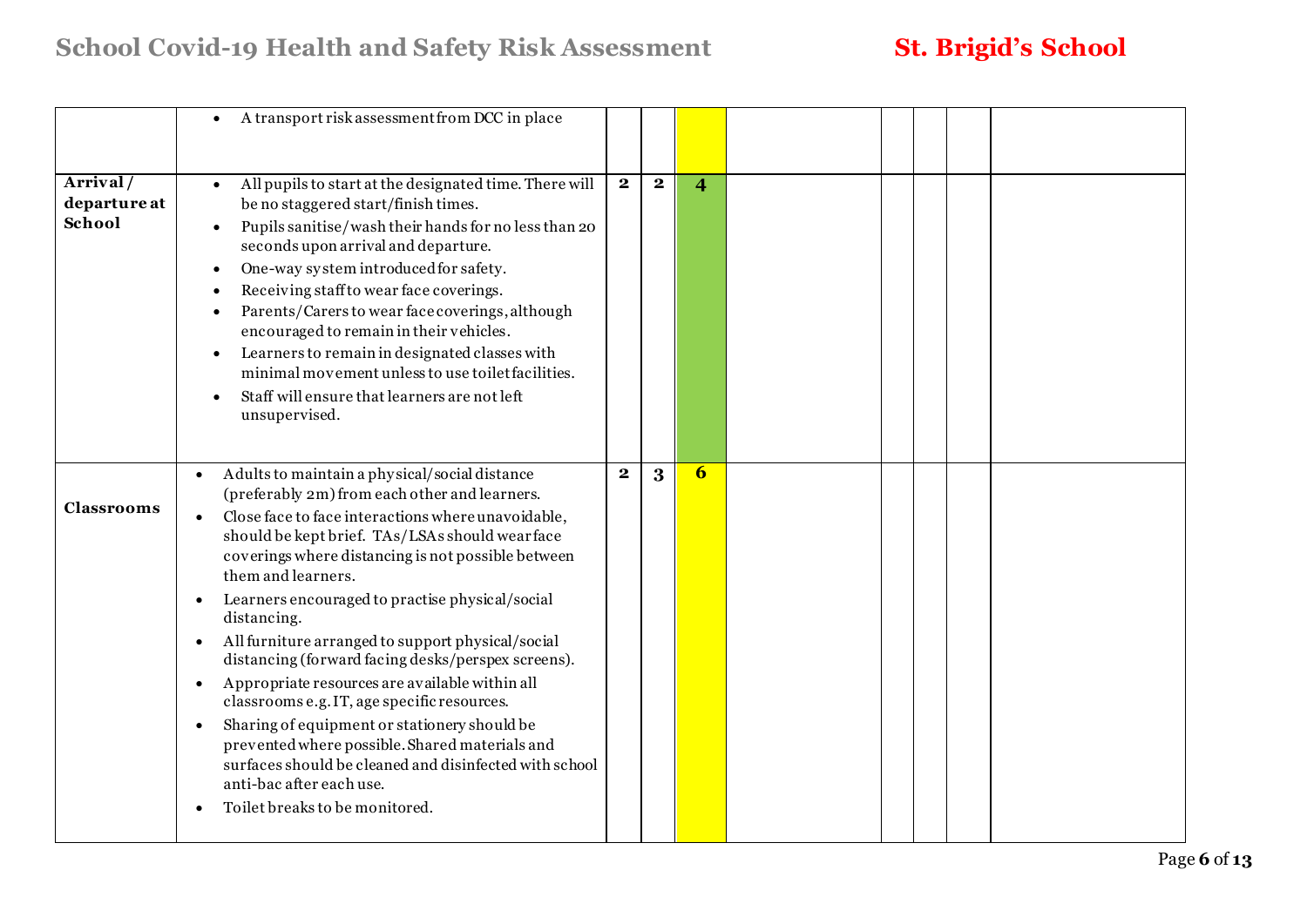| | | | | | | | | | |
|---|---|---|---|---|---|---|---|---|---|
| | • A transport risk assessment from DCC in place | | | | | | | | |
| **Arrival / departure at School** | • All pupils to start at the designated time. There will be no staggered start/finish times.<br>• Pupils sanitise/wash their hands for no less than 20 seconds upon arrival and departure.<br>• One-way system introduced for safety.<br>• Receiving staff to wear face coverings.<br>• Parents/Carers to wear face coverings, although encouraged to remain in their vehicles.<br>• Learners to remain in designated classes with minimal movement unless to use toilet facilities.<br>• Staff will ensure that learners are not left unsupervised. | **2** | **2** | **4** | | | | | |
| **Classrooms** | • Adults to maintain a physical/social distance (preferably 2m) from each other and learners.<br>• Close face to face interactions where unavoidable, should be kept brief. TAs/LSAs should wear face coverings where distancing is not possible between them and learners.<br>• Learners encouraged to practise physical/social distancing.<br>• All furniture arranged to support physical/social distancing (forward facing desks/perspex screens).<br>• Appropriate resources are available within all classrooms e.g. IT, age specific resources.<br>• Sharing of equipment or stationery should be prevented where possible. Shared materials and surfaces should be cleaned and disinfected with school anti-bac after each use.<br>• Toilet breaks to be monitored. | **2** | **3** | **6** | | | | | |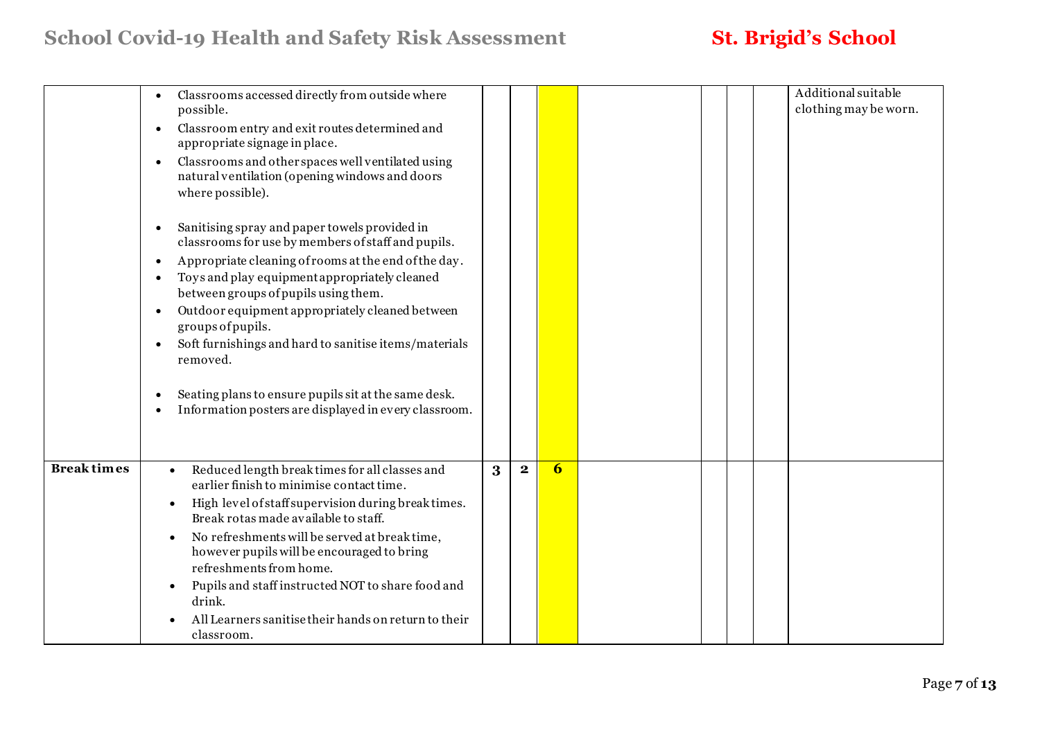| | | | | | | | | | |
|---|---|---|---|---|---|---|---|---|---|
| | • Classrooms accessed directly from outside where possible.<br>• Classroom entry and exit routes determined and appropriate signage in place.<br>• Classrooms and other spaces well ventilated using natural ventilation (opening windows and doors where possible).<br><br>• Sanitising spray and paper towels provided in classrooms for use by members of staff and pupils.<br>• Appropriate cleaning of rooms at the end of the day.<br>• Toys and play equipment appropriately cleaned between groups of pupils using them.<br>• Outdoor equipment appropriately cleaned between groups of pupils.<br>• Soft furnishings and hard to sanitise items/materials removed.<br><br>• Seating plans to ensure pupils sit at the same desk.<br>• Information posters are displayed in every classroom. | | | | | | | | Additional suitable clothing may be worn. |
| **Break times** | • Reduced length break times for all classes and earlier finish to minimise contact time.<br>• High level of staff supervision during break times. Break rotas made available to staff.<br>• No refreshments will be served at break time, however pupils will be encouraged to bring refreshments from home.<br>• Pupils and staff instructed NOT to share food and drink.<br>• All Learners sanitise their hands on return to their classroom. | **3** | **2** | **6** | | | | | |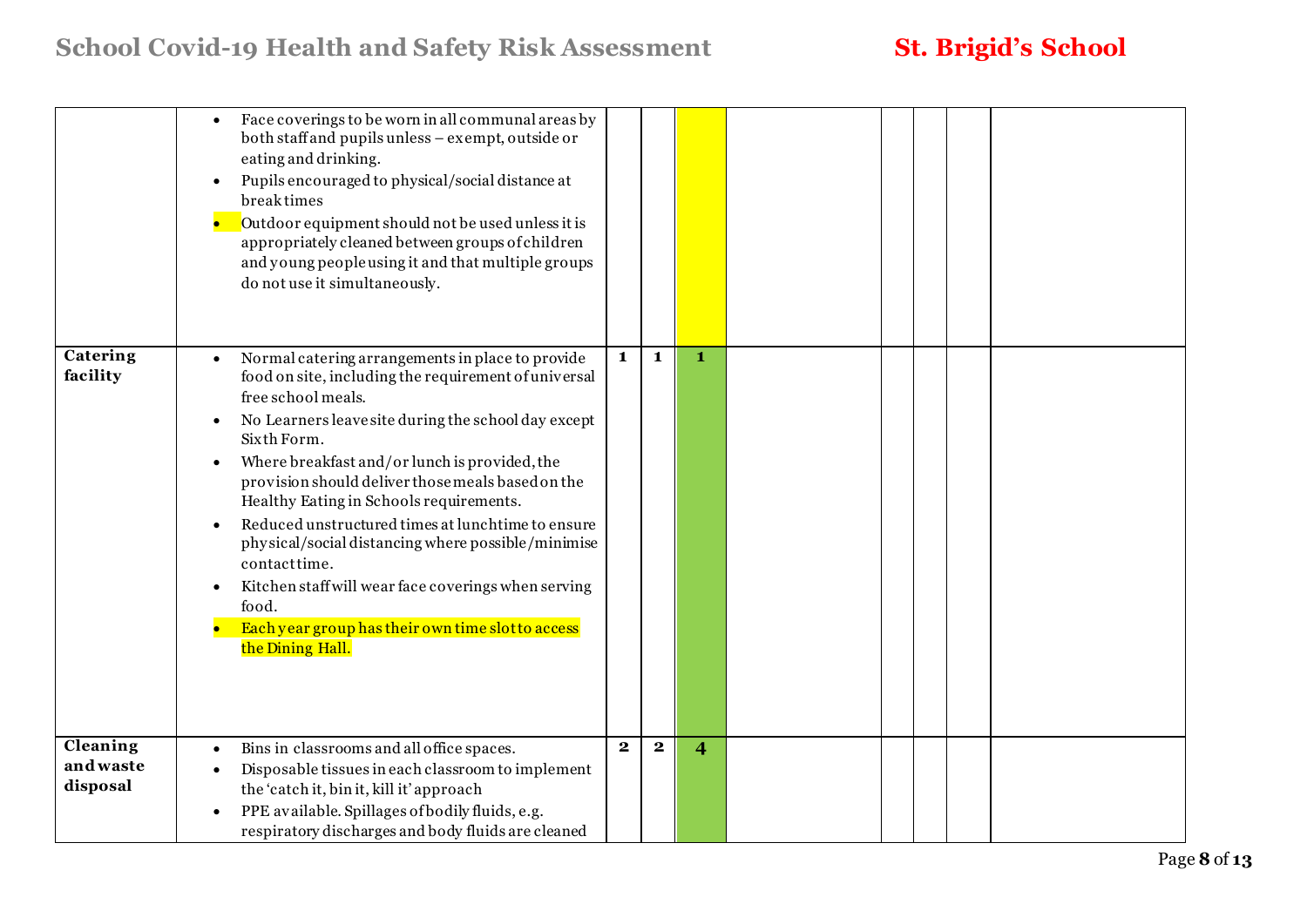| | | | | | | | | | |
|---|---|---|---|---|---|---|---|---|---|
| | • Face coverings to be worn in all communal areas by both staff and pupils unless – exempt, outside or eating and drinking.<br>• Pupils encouraged to physical/social distance at break times<br>• Outdoor equipment should not be used unless it is appropriately cleaned between groups of children and young people using it and that multiple groups do not use it simultaneously. | | | | | | | | |
| **Catering facility** | • Normal catering arrangements in place to provide food on site, including the requirement of universal free school meals.<br>• No Learners leave site during the school day except Sixth Form.<br>• Where breakfast and/or lunch is provided, the provision should deliver those meals based on the Healthy Eating in Schools requirements.<br>• Reduced unstructured times at lunchtime to ensure physical/social distancing where possible/minimise contact time.<br>• Kitchen staff will wear face coverings when serving food.<br>• Each year group has their own time slot to access the Dining Hall. | **1** | **1** | **1** | | | | | |
| **Cleaning and waste disposal** | • Bins in classrooms and all office spaces.<br>• Disposable tissues in each classroom to implement the 'catch it, bin it, kill it' approach<br>• PPE available. Spillages of bodily fluids, e.g. respiratory discharges and body fluids are cleaned | **2** | **2** | **4** | | | | | |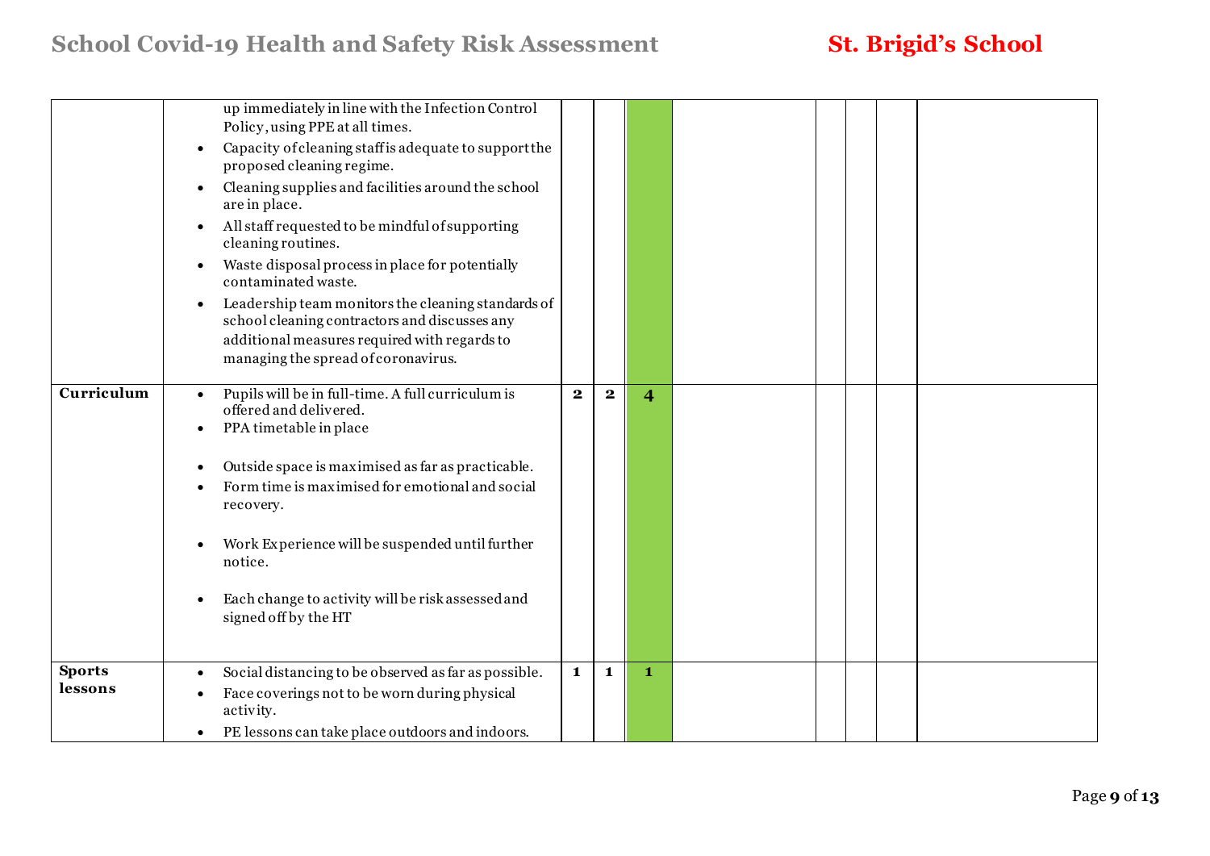| | | | | | | | | | |
|---|---|---|---|---|---|---|---|---|---|
| | up immediately in line with the Infection Control Policy, using PPE at all times.<br>• Capacity of cleaning staff is adequate to support the proposed cleaning regime.<br>• Cleaning supplies and facilities around the school are in place.<br>• All staff requested to be mindful of supporting cleaning routines.<br>• Waste disposal process in place for potentially contaminated waste.<br>• Leadership team monitors the cleaning standards of school cleaning contractors and discusses any additional measures required with regards to managing the spread of coronavirus. | | | | | | | | |
| **Curriculum** | • Pupils will be in full-time. A full curriculum is offered and delivered.<br>• PPA timetable in place<br>• Outside space is maximised as far as practicable.<br>• Form time is maximised for emotional and social recovery.<br>• Work Experience will be suspended until further notice.<br>• Each change to activity will be risk assessed and signed off by the HT | **2** | **2** | **4** | | | | | |
| **Sports lessons** | • Social distancing to be observed as far as possible.<br>• Face coverings not to be worn during physical activity.<br>• PE lessons can take place outdoors and indoors. | **1** | **1** | **1** | | | | | |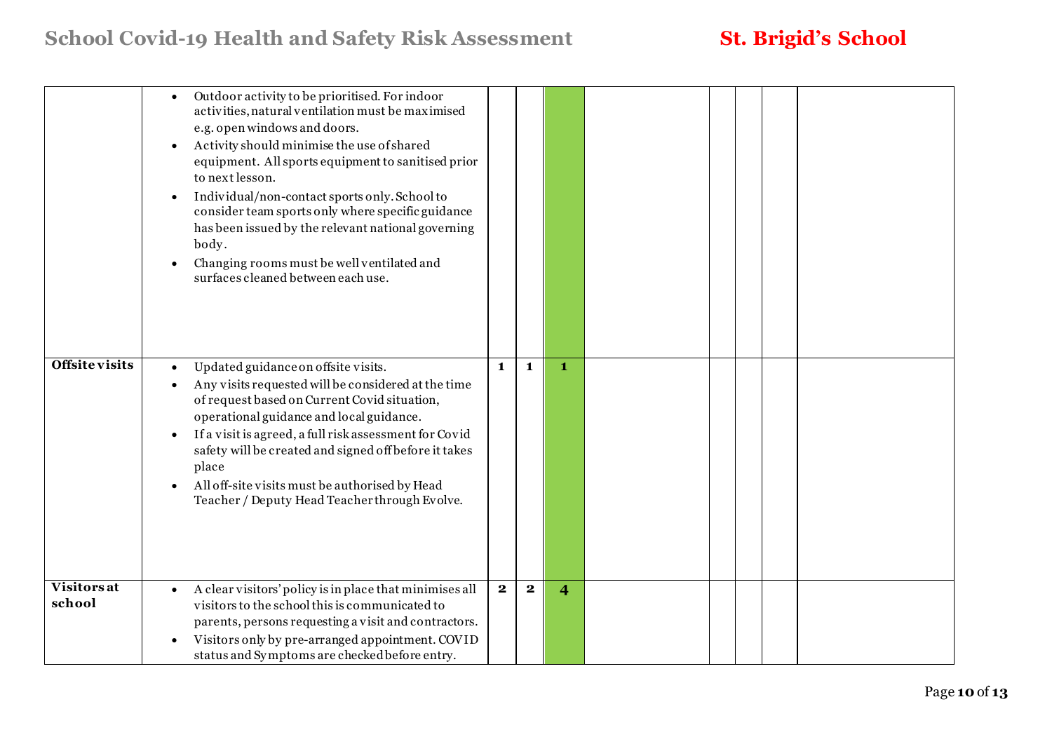| | | | | | | | | | |
|---|---|---|---|---|---|---|---|---|---|
| | • Outdoor activity to be prioritised. For indoor activities, natural ventilation must be maximised e.g. open windows and doors.<br>• Activity should minimise the use of shared equipment. All sports equipment to sanitised prior to next lesson.<br>• Individual/non-contact sports only. School to consider team sports only where specific guidance has been issued by the relevant national governing body.<br>• Changing rooms must be well ventilated and surfaces cleaned between each use. | | | | | | | | |
| **Offsite visits** | • Updated guidance on offsite visits.<br>• Any visits requested will be considered at the time of request based on Current Covid situation, operational guidance and local guidance.<br>• If a visit is agreed, a full risk assessment for Covid safety will be created and signed off before it takes place<br>• All off-site visits must be authorised by Head Teacher / Deputy Head Teacher through Evolve. | **1** | **1** | **1** | | | | | |
| **Visitors at school** | • A clear visitors' policy is in place that minimises all visitors to the school this is communicated to parents, persons requesting a visit and contractors.<br>• Visitors only by pre-arranged appointment. COVID status and Symptoms are checked before entry. | **2** | **2** | **4** | | | | | |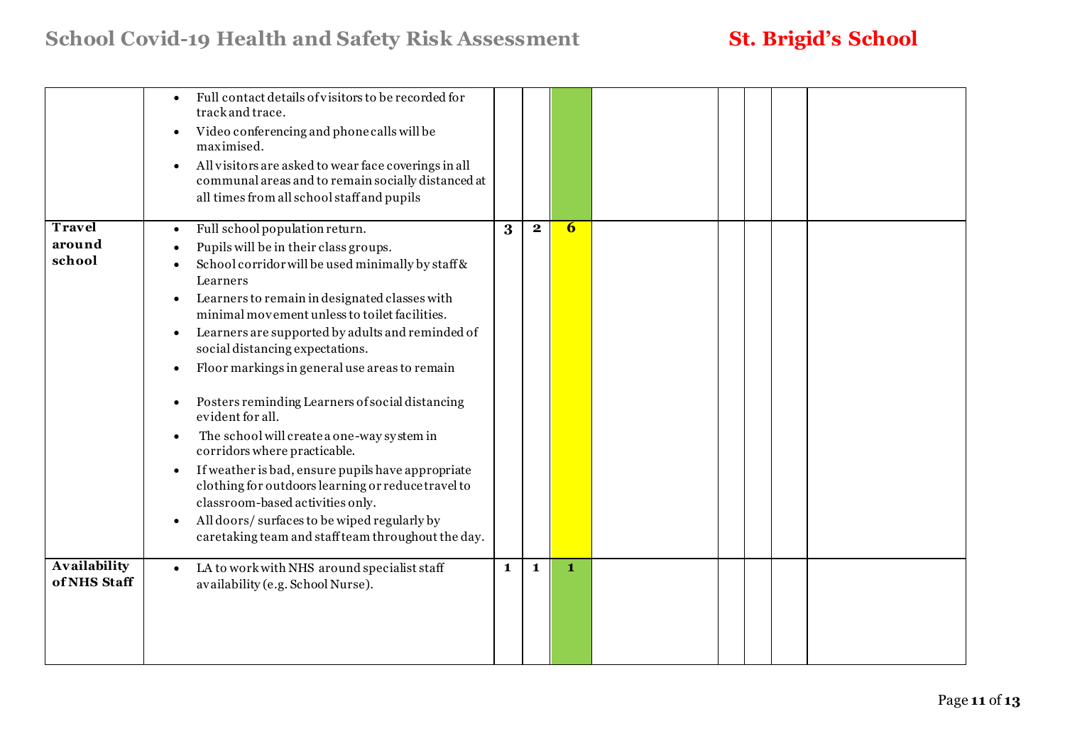| | | | | | | | | | |
|---|---|---|---|---|---|---|---|---|---|
| | • Full contact details of visitors to be recorded for track and trace.<br>• Video conferencing and phone calls will be maximised.<br>• All visitors are asked to wear face coverings in all communal areas and to remain socially distanced at all times from all school staff and pupils | | | | | | | | |
| **Travel around school** | • Full school population return.<br>• Pupils will be in their class groups.<br>• School corridor will be used minimally by staff & Learners<br>• Learners to remain in designated classes with minimal movement unless to toilet facilities.<br>• Learners are supported by adults and reminded of social distancing expectations.<br>• Floor markings in general use areas to remain<br>• Posters reminding Learners of social distancing evident for all.<br>• The school will create a one-way system in corridors where practicable.<br>• If weather is bad, ensure pupils have appropriate clothing for outdoors learning or reduce travel to classroom-based activities only.<br>• All doors/ surfaces to be wiped regularly by caretaking team and staff team throughout the day. | **3** | **2** | **6** | | | | | |
| **Availability of NHS Staff** | • LA to work with NHS around specialist staff availability (e.g. School Nurse). | **1** | **1** | **1** | | | | | |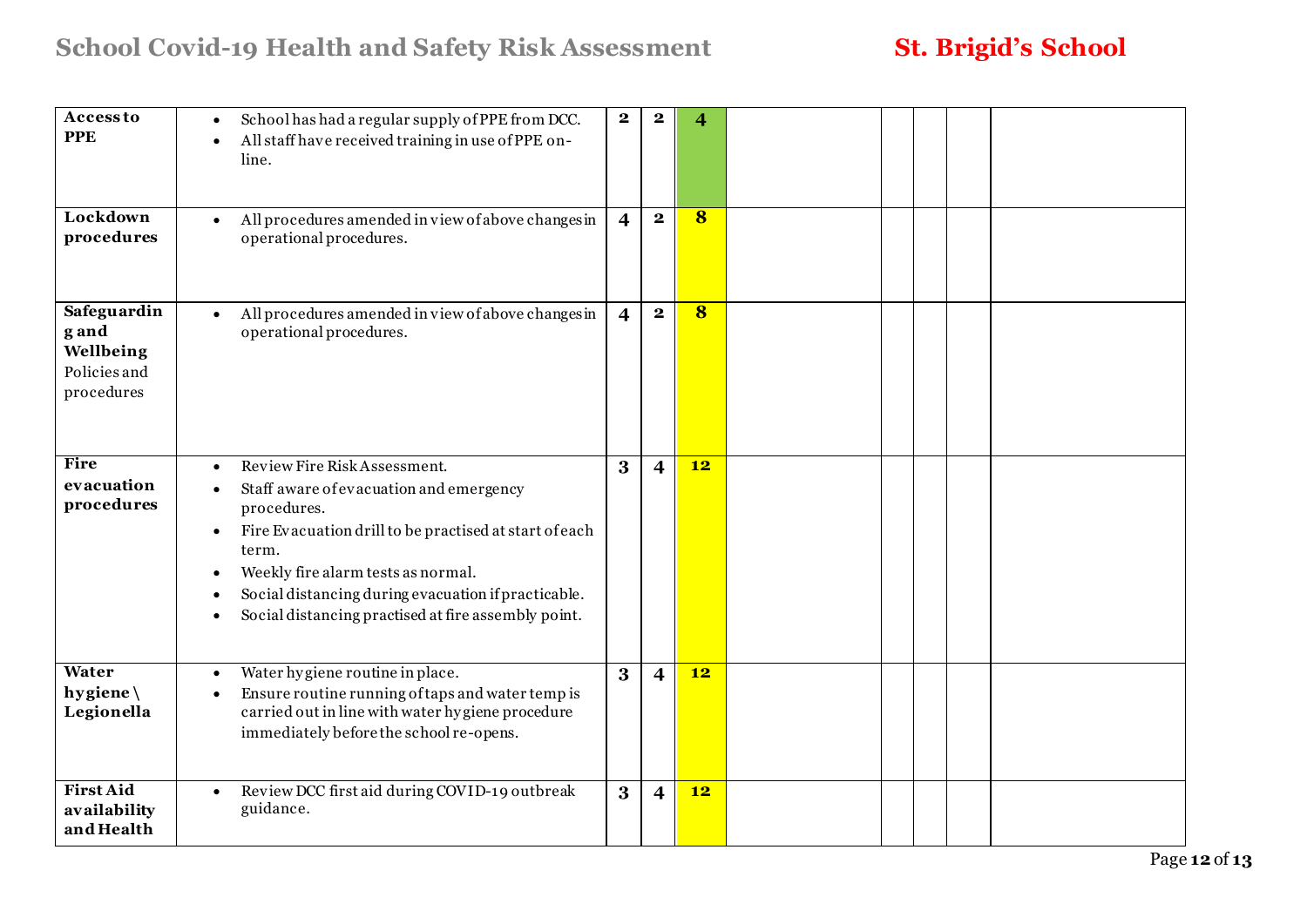| | | | | | | | | | |
|---|---|---|---|---|---|---|---|---|---|
| **Access to PPE** | • School has had a regular supply of PPE from DCC.<br>• All staff have received training in use of PPE on-line. | **2** | **2** | **4** | | | | | |
| **Lockdown procedures** | • All procedures amended in view of above changes in operational procedures. | **4** | **2** | **8** | | | | | |
| **Safeguarding and Wellbeing** Policies and procedures | • All procedures amended in view of above changes in operational procedures. | **4** | **2** | **8** | | | | | |
| **Fire evacuation procedures** | • Review Fire Risk Assessment.<br>• Staff aware of evacuation and emergency procedures.<br>• Fire Evacuation drill to be practised at start of each term.<br>• Weekly fire alarm tests as normal.<br>• Social distancing during evacuation if practicable.<br>• Social distancing practised at fire assembly point. | **3** | **4** | **12** | | | | | |
| **Water hygiene \ Legionella** | • Water hygiene routine in place.<br>• Ensure routine running of taps and water temp is carried out in line with water hygiene procedure immediately before the school re-opens. | **3** | **4** | **12** | | | | | |
| **First Aid availability and Health** | • Review DCC first aid during COVID-19 outbreak guidance. | **3** | **4** | **12** | | | | | |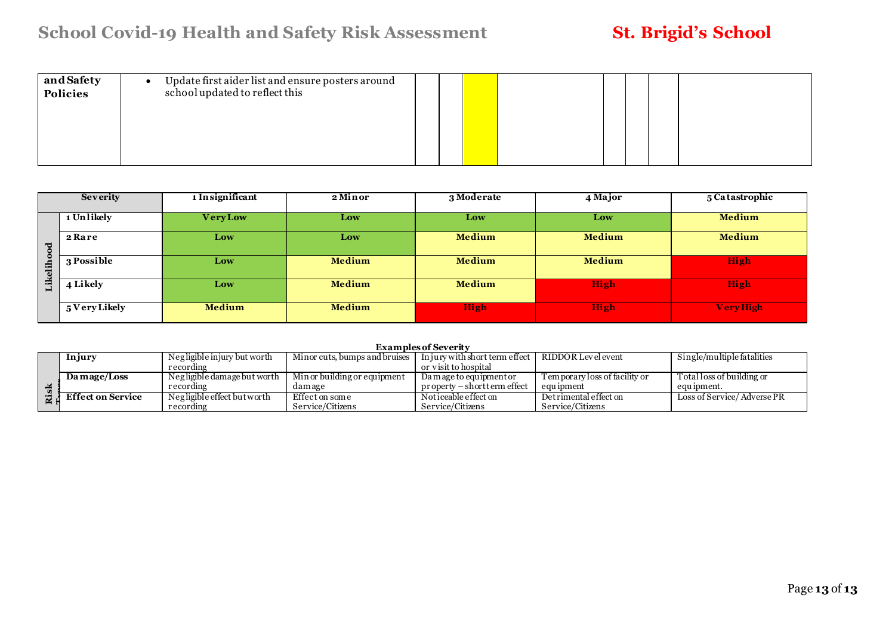| | | | | | | | | |
|---|---|---|---|---|---|---|---|---|
| **and Safety Policies** | • Update first aider list and ensure posters around school updated to reflect this | | | | | | | |

| Severity | | 1 Insignificant | 2 Minor | 3 Moderate | 4 Major | 5 Catastrophic |
|---|---|---|---|---|---|---|
| **Likelihood** | **1 Unlikely** | **Very Low** | **Low** | **Low** | **Low** | **Medium** |
| | **2 Rare** | **Low** | **Low** | **Medium** | **Medium** | **Medium** |
| | **3 Possible** | **Low** | **Medium** | **Medium** | **Medium** | **High** |
| | **4 Likely** | **Low** | **Medium** | **Medium** | **High** | **High** |
| | **5 Very Likely** | **Medium** | **Medium** | **High** | **High** | **Very High** |

**Examples of Severity**

| | | | | | | |
|---|---|---|---|---|---|---|
| **Risk Type** | **Injury** | Negligible injury but worth recording | Minor cuts, bumps and bruises | Injury with short term effect or visit to hospital | RIDDOR Level event | Single/multiple fatalities |
| | **Damage/Loss** | Negligible damage but worth recording | Minor building or equipment damage | Damage to equipment or property – short term effect | Temporary loss of facility or equipment | Total loss of building or equipment. |
| | **Effect on Service** | Negligible effect but worth recording | Effect on some Service/Citizens | Noticeable effect on Service/Citizens | Detrimental effect on Service/Citizens | Loss of Service/ Adverse PR |